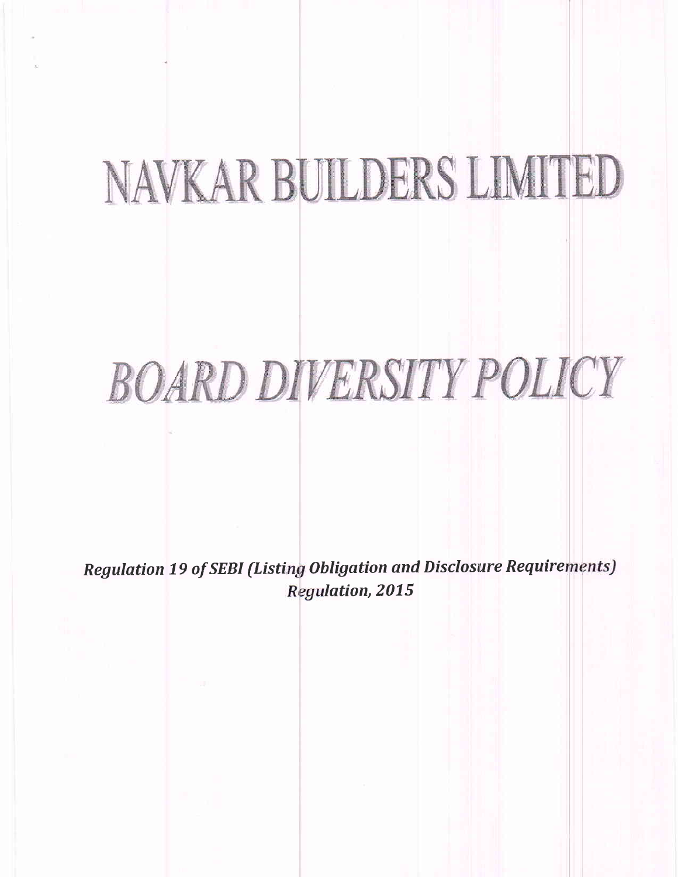# NAVKAR BUILDERS LIMITED

# BOARD DIVERSITY POLICY

***Regulation 19 of SEBI (Listing Obligation and Disclosure Requirements) Regulation, 2015***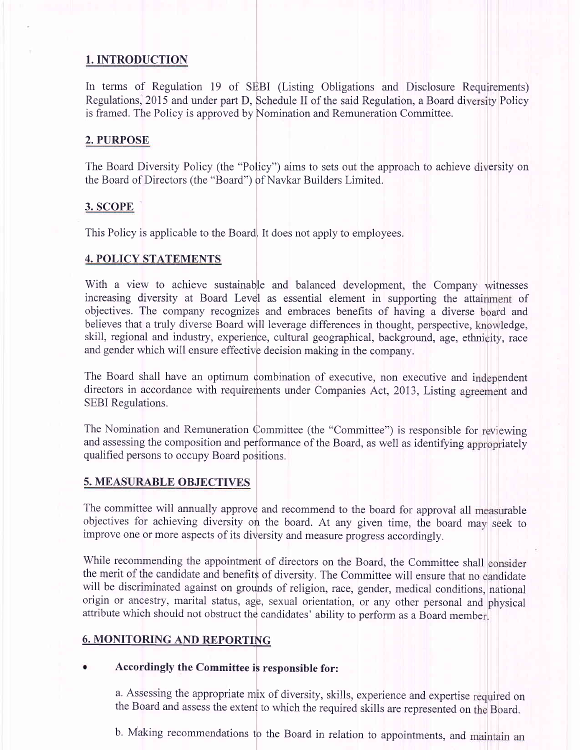## 1. INTRODUCTION

In terms of Regulation 19 of SEBI (Listing Obligations and Disclosure Requirements) Regulations, 2015 and under part D, Schedule II of the said Regulation, a Board diversity Policy is framed. The Policy is approved by Nomination and Remuneration Committee.

## 2. PURPOSE

The Board Diversity Policy (the "Policy") aims to sets out the approach to achieve diversity on the Board of Directors (the "Board") of Navkar Builders Limited.

## 3. SCOPE

This Policy is applicable to the Board. It does not apply to employees.

## 4. POLICY STATEMENTS

With a view to achieve sustainable and balanced development, the Company witnesses increasing diversity at Board Level as essential element in supporting the attainment of objectives. The company recognizes and embraces benefits of having a diverse board and believes that a truly diverse Board will leverage differences in thought, perspective, knowledge, skill, regional and industry, experience, cultural geographical, background, age, ethnicity, race and gender which will ensure effective decision making in the company.

The Board shall have an optimum combination of executive, non executive and independent directors in accordance with requirements under Companies Act, 2013, Listing agreement and SEBI Regulations.

The Nomination and Remuneration Committee (the "Committee") is responsible for reviewing and assessing the composition and performance of the Board, as well as identifying appropriately qualified persons to occupy Board positions.

## 5. MEASURABLE OBJECTIVES

The committee will annually approve and recommend to the board for approval all measurable objectives for achieving diversity on the board. At any given time, the board may seek to improve one or more aspects of its diversity and measure progress accordingly.

While recommending the appointment of directors on the Board, the Committee shall consider the merit of the candidate and benefits of diversity. The Committee will ensure that no candidate will be discriminated against on grounds of religion, race, gender, medical conditions, national origin or ancestry, marital status, age, sexual orientation, or any other personal and physical attribute which should not obstruct the candidates' ability to perform as a Board member.

## 6. MONITORING AND REPORTING

- **Accordingly the Committee is responsible for:**

  a. Assessing the appropriate mix of diversity, skills, experience and expertise required on the Board and assess the extent to which the required skills are represented on the Board.

  b. Making recommendations to the Board in relation to appointments, and maintain an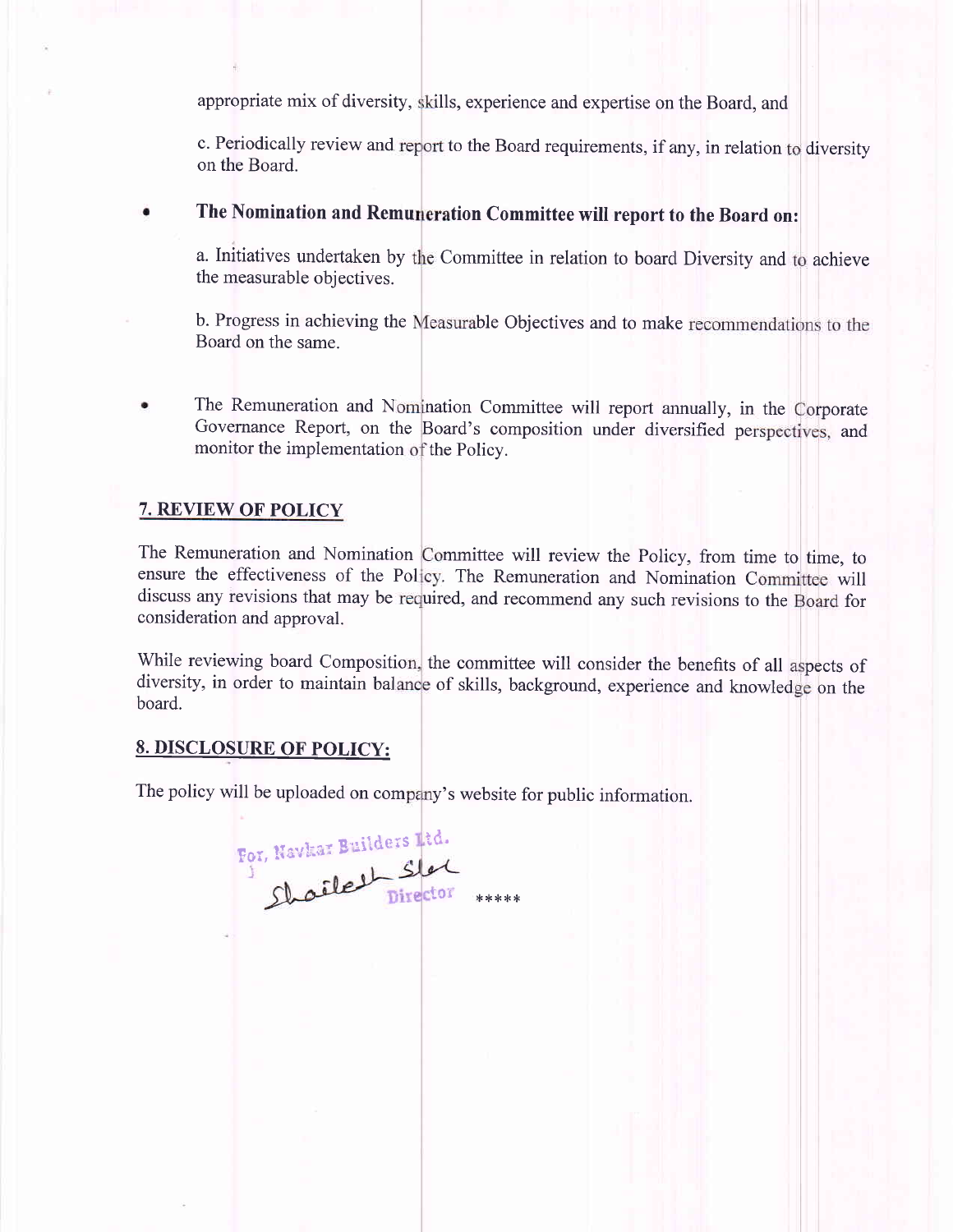appropriate mix of diversity, skills, experience and expertise on the Board, and

c. Periodically review and report to the Board requirements, if any, in relation to diversity on the Board.

- **The Nomination and Remuneration Committee will report to the Board on:**

  a. Initiatives undertaken by the Committee in relation to board Diversity and to achieve the measurable objectives.

  b. Progress in achieving the Measurable Objectives and to make recommendations to the Board on the same.

- The Remuneration and Nomination Committee will report annually, in the Corporate Governance Report, on the Board's composition under diversified perspectives, and monitor the implementation of the Policy.

## 7. REVIEW OF POLICY

The Remuneration and Nomination Committee will review the Policy, from time to time, to ensure the effectiveness of the Policy. The Remuneration and Nomination Committee will discuss any revisions that may be required, and recommend any such revisions to the Board for consideration and approval.

While reviewing board Composition, the committee will consider the benefits of all aspects of diversity, in order to maintain balance of skills, background, experience and knowledge on the board.

## 8. DISCLOSURE OF POLICY:

The policy will be uploaded on company's website for public information.

For, Navkar Builders Ltd.

Shailesh Shah

Director

*****